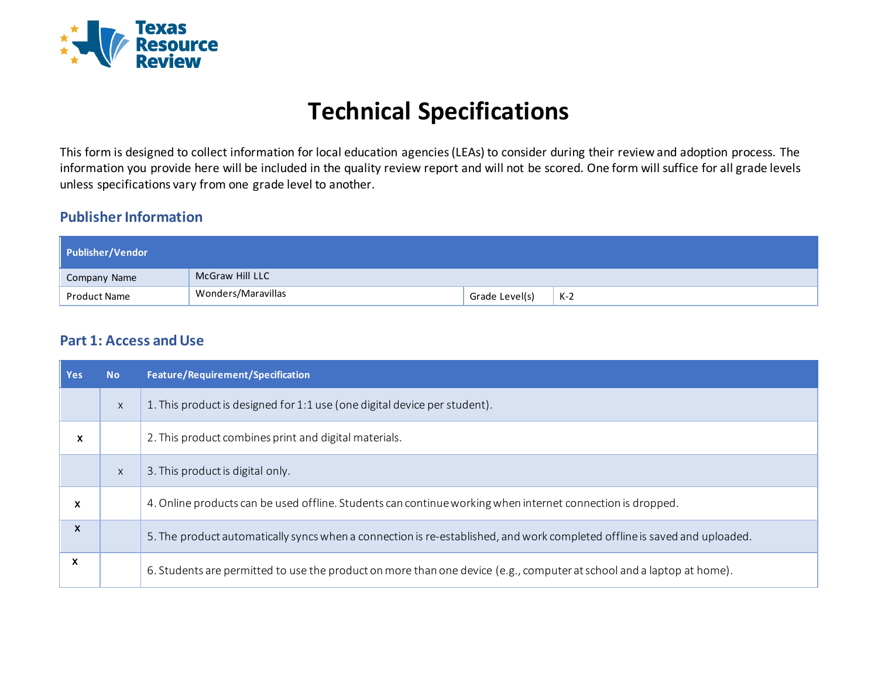# Technical Specifications

This form is designed to collect information for local education agencies (LEAs) to consider during their review and adoption process. The information you provide here will be included in the quality review report and will not be scored. One form will suffice for all grade levels unless specifications vary from one grade level to another.

## Publisher Information

| Publisher/Vendor | | | |
|---|---|---|---|
| Company Name | McGraw Hill LLC | | |
| Product Name | Wonders/Maravillas | Grade Level(s) | K-2 |

## Part 1: Access and Use

| Yes | No | Feature/Requirement/Specification |
|---|---|---|
| | x | 1. This product is designed for 1:1 use (one digital device per student). |
| x | | 2. This product combines print and digital materials. |
| | x | 3. This product is digital only. |
| x | | 4. Online products can be used offline. Students can continue working when internet connection is dropped. |
| x | | 5. The product automatically syncs when a connection is re-established, and work completed offline is saved and uploaded. |
| x | | 6. Students are permitted to use the product on more than one device (e.g., computer at school and a laptop at home). |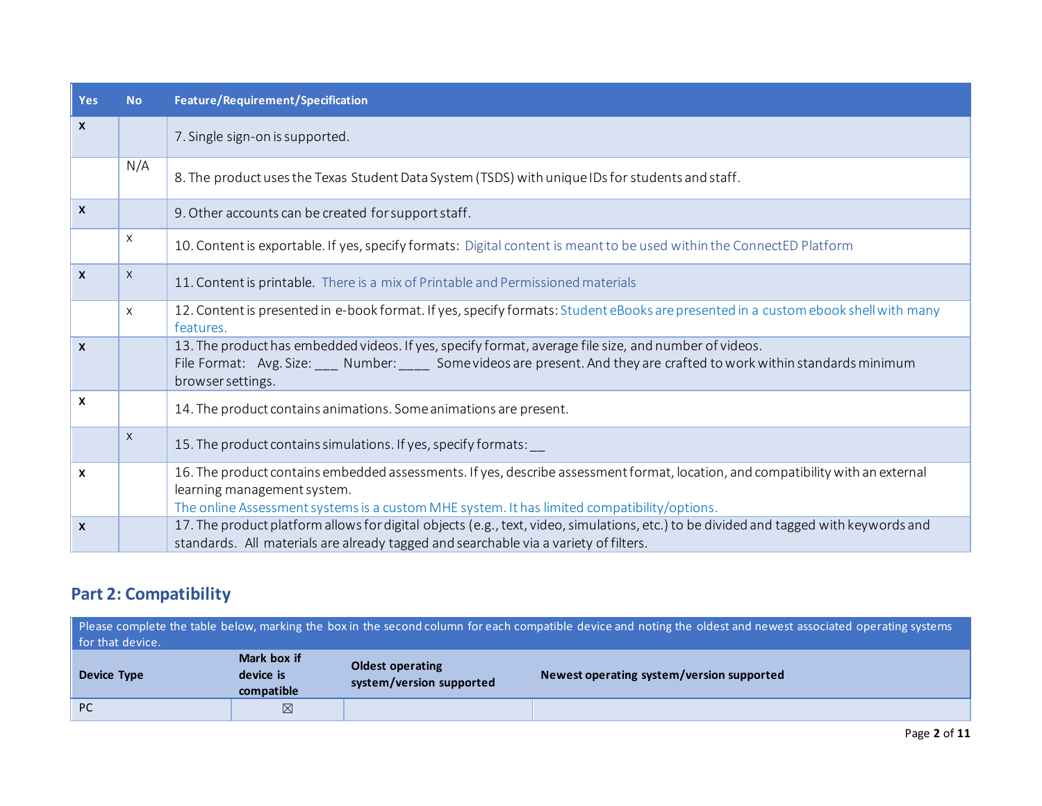| Yes | No | Feature/Requirement/Specification |
| --- | --- | --- |
| x | | 7. Single sign-on is supported. |
| | N/A | 8. The product uses the Texas Student Data System (TSDS) with unique IDs for students and staff. |
| x | | 9. Other accounts can be created for support staff. |
| | x | 10. Content is exportable. If yes, specify formats: Digital content is meant to be used within the ConnectED Platform |
| x | x | 11. Content is printable. There is a mix of Printable and Permissioned materials |
| | x | 12. Content is presented in e-book format. If yes, specify formats: Student eBooks are presented in a custom ebook shell with many features. |
| x | | 13. The product has embedded videos. If yes, specify format, average file size, and number of videos.<br>File Format: Avg. Size: ___ Number: ____ Some videos are present. And they are crafted to work within standards minimum browser settings. |
| x | | 14. The product contains animations. Some animations are present. |
| | x | 15. The product contains simulations. If yes, specify formats: __ |
| x | | 16. The product contains embedded assessments. If yes, describe assessment format, location, and compatibility with an external learning management system.<br>The online Assessment systems is a custom MHE system. It has limited compatibility/options. |
| x | | 17. The product platform allows for digital objects (e.g., text, video, simulations, etc.) to be divided and tagged with keywords and standards. All materials are already tagged and searchable via a variety of filters. |

## Part 2: Compatibility

Please complete the table below, marking the box in the second column for each compatible device and noting the oldest and newest associated operating systems for that device.

| Device Type | Mark box if device is compatible | Oldest operating system/version supported | Newest operating system/version supported |
| --- | --- | --- | --- |
| PC | ☒ | | |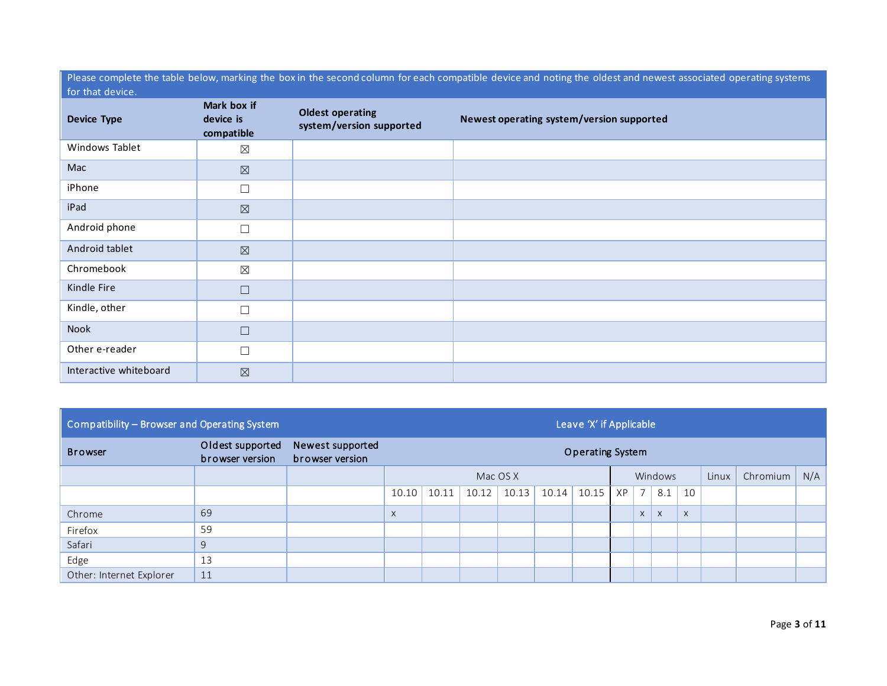| Please complete the table below, marking the box in the second column for each compatible device and noting the oldest and newest associated operating systems for that device. | | | |
|---|---|---|---|
| **Device Type** | **Mark box if device is compatible** | **Oldest operating system/version supported** | **Newest operating system/version supported** |
| Windows Tablet | ☒ | | |
| Mac | ☒ | | |
| iPhone | ☐ | | |
| iPad | ☒ | | |
| Android phone | ☐ | | |
| Android tablet | ☒ | | |
| Chromebook | ☒ | | |
| Kindle Fire | ☐ | | |
| Kindle, other | ☐ | | |
| Nook | ☐ | | |
| Other e-reader | ☐ | | |
| Interactive whiteboard | ☒ | | |

| Compatibility – Browser and Operating System | | | Leave 'X' if Applicable | | | | | | | | | | | | |
|---|---|---|---|---|---|---|---|---|---|---|---|---|---|---|---|
| Browser | Oldest supported browser version | Newest supported browser version | Operating System | | | | | | | | | | | | |
| | | | Mac OS X | | | | | | Windows | | | | Linux | Chromium | N/A |
| | | | 10.10 | 10.11 | 10.12 | 10.13 | 10.14 | 10.15 | XP | 7 | 8.1 | 10 | | | |
| Chrome | 69 | | x | | | | | | | x | x | x | | | |
| Firefox | 59 | | | | | | | | | | | | | | |
| Safari | 9 | | | | | | | | | | | | | | |
| Edge | 13 | | | | | | | | | | | | | | |
| Other: Internet Explorer | 11 | | | | | | | | | | | | | | |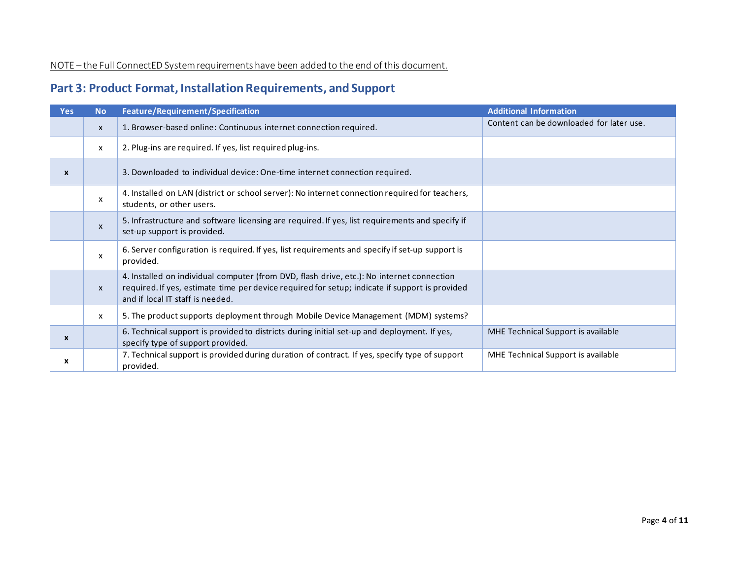NOTE – the Full ConnectED System requirements have been added to the end of this document.

## Part 3: Product Format, Installation Requirements, and Support

| Yes | No | Feature/Requirement/Specification | Additional Information |
|---|---|---|---|
| | x | 1. Browser-based online: Continuous internet connection required. | Content can be downloaded for later use. |
| | x | 2. Plug-ins are required. If yes, list required plug-ins. | |
| **x** | | 3. Downloaded to individual device: One-time internet connection required. | |
| | x | 4. Installed on LAN (district or school server): No internet connection required for teachers, students, or other users. | |
| | x | 5. Infrastructure and software licensing are required. If yes, list requirements and specify if set-up support is provided. | |
| | x | 6. Server configuration is required. If yes, list requirements and specify if set-up support is provided. | |
| | x | 4. Installed on individual computer (from DVD, flash drive, etc.): No internet connection required. If yes, estimate time per device required for setup; indicate if support is provided and if local IT staff is needed. | |
| | x | 5. The product supports deployment through Mobile Device Management (MDM) systems? | |
| **x** | | 6. Technical support is provided to districts during initial set-up and deployment. If yes, specify type of support provided. | MHE Technical Support is available |
| **x** | | 7. Technical support is provided during duration of contract. If yes, specify type of support provided. | MHE Technical Support is available |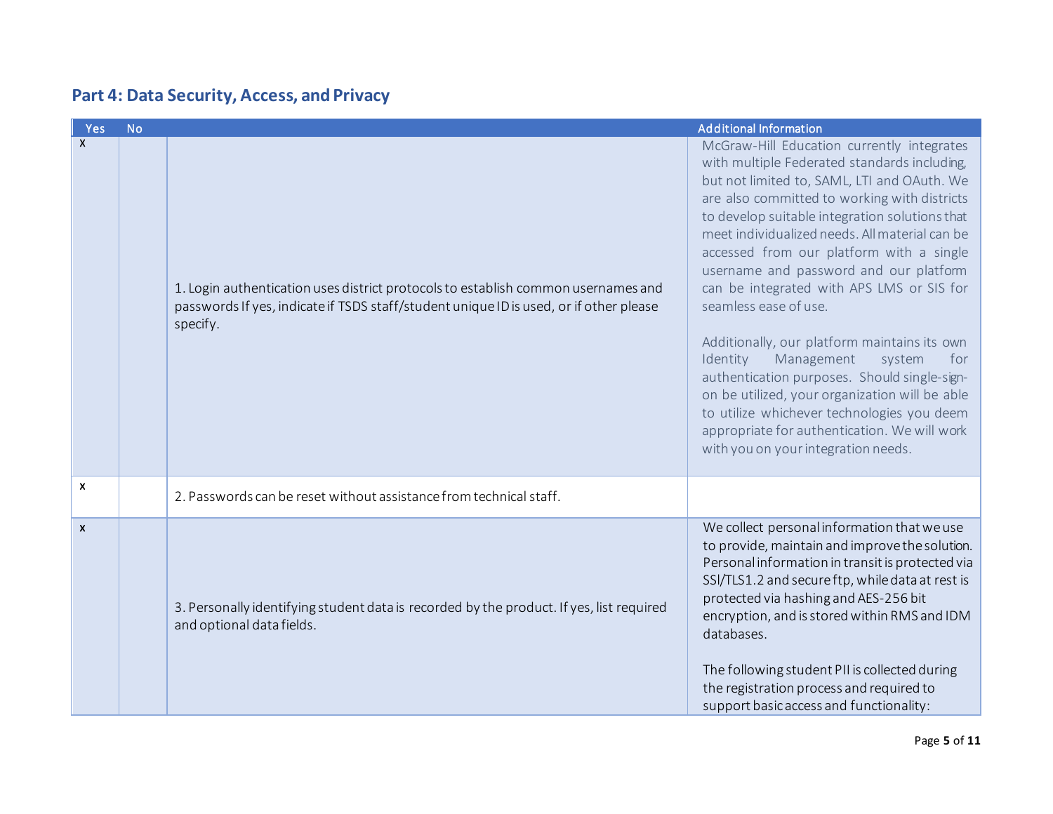## Part 4: Data Security, Access, and Privacy

| Yes | No | | Additional Information |
|---|---|---|---|
| X | | 1. Login authentication uses district protocols to establish common usernames and passwords If yes, indicate if TSDS staff/student unique ID is used, or if other please specify. | McGraw-Hill Education currently integrates with multiple Federated standards including, but not limited to, SAML, LTI and OAuth. We are also committed to working with districts to develop suitable integration solutions that meet individualized needs. All material can be accessed from our platform with a single username and password and our platform can be integrated with APS LMS or SIS for seamless ease of use.<br><br>Additionally, our platform maintains its own Identity Management system for authentication purposes. Should single-sign-on be utilized, your organization will be able to utilize whichever technologies you deem appropriate for authentication. We will work with you on your integration needs. |
| x | | 2. Passwords can be reset without assistance from technical staff. | |
| x | | 3. Personally identifying student data is recorded by the product. If yes, list required and optional data fields. | We collect personal information that we use to provide, maintain and improve the solution. Personal information in transit is protected via SSl/TLS1.2 and secure ftp, while data at rest is protected via hashing and AES-256 bit encryption, and is stored within RMS and IDM databases.<br><br>The following student PII is collected during the registration process and required to support basic access and functionality: |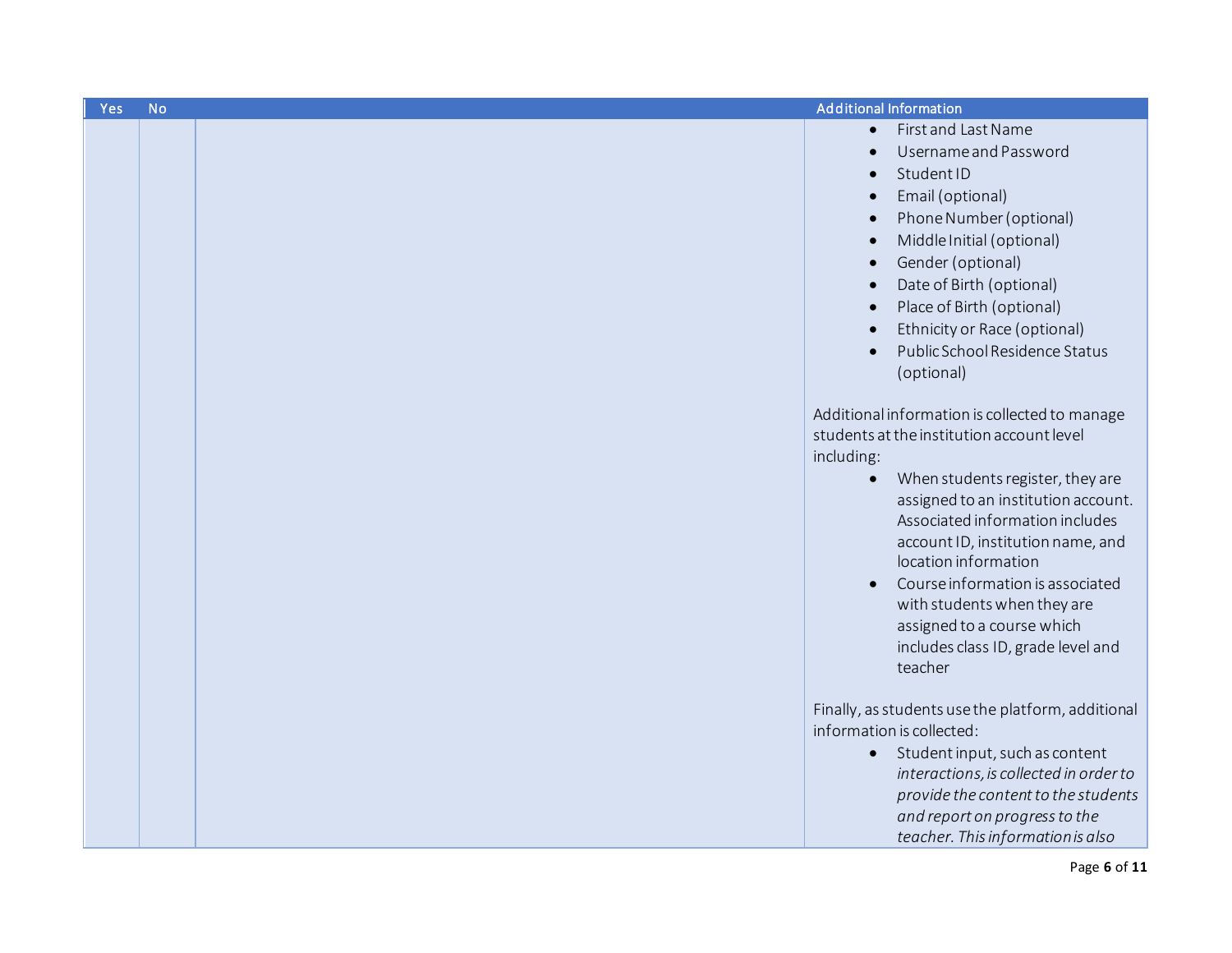| Yes | No | | Additional Information |
|---|---|---|---|
| | | | • First and Last Name<br>• Username and Password<br>• Student ID<br>• Email (optional)<br>• Phone Number (optional)<br>• Middle Initial (optional)<br>• Gender (optional)<br>• Date of Birth (optional)<br>• Place of Birth (optional)<br>• Ethnicity or Race (optional)<br>• Public School Residence Status (optional)<br><br>Additional information is collected to manage students at the institution account level including:<br>• When students register, they are assigned to an institution account. Associated information includes account ID, institution name, and location information<br>• Course information is associated with students when they are assigned to a course which includes class ID, grade level and teacher<br><br>Finally, as students use the platform, additional information is collected:<br>• Student input, such as content *interactions, is collected in order to provide the content to the students and report on progress to the teacher. This information is also* |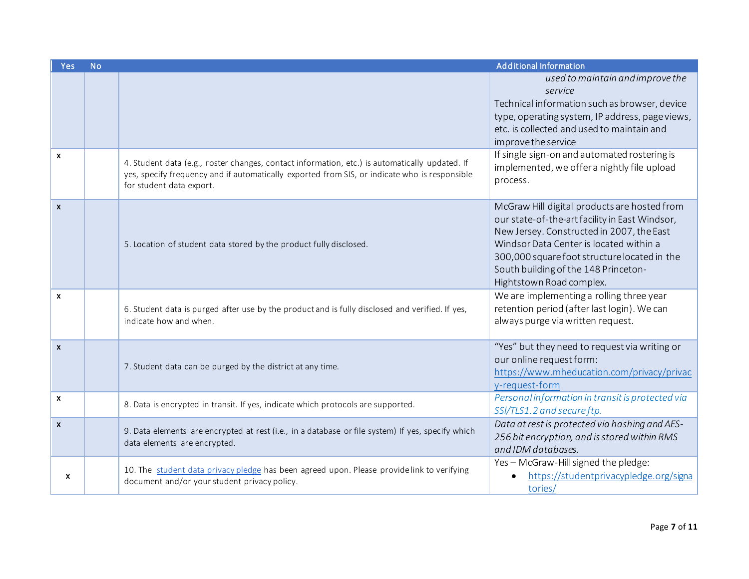| Yes | No | | Additional Information |
|---|---|---|---|
| | | | *used to maintain and improve the service*<br>Technical information such as browser, device type, operating system, IP address, page views, etc. is collected and used to maintain and improve the service |
| x | | 4. Student data (e.g., roster changes, contact information, etc.) is automatically updated. If yes, specify frequency and if automatically exported from SIS, or indicate who is responsible for student data export. | If single sign-on and automated rostering is implemented, we offer a nightly file upload process. |
| x | | 5. Location of student data stored by the product fully disclosed. | McGraw Hill digital products are hosted from our state-of-the-art facility in East Windsor, New Jersey. Constructed in 2007, the East Windsor Data Center is located within a 300,000 square foot structure located in the South building of the 148 Princeton-Hightstown Road complex. |
| x | | 6. Student data is purged after use by the product and is fully disclosed and verified. If yes, indicate how and when. | We are implementing a rolling three year retention period (after last login). We can always purge via written request. |
| x | | 7. Student data can be purged by the district at any time. | "Yes" but they need to request via writing or our online request form: https://www.mheducation.com/privacy/privacy-request-form |
| x | | 8. Data is encrypted in transit. If yes, indicate which protocols are supported. | *Personal information in transit is protected via SSl/TLS1.2 and secure ftp.* |
| x | | 9. Data elements are encrypted at rest (i.e., in a database or file system) If yes, specify which data elements are encrypted. | *Data at rest is protected via hashing and AES-256 bit encryption, and is stored within RMS and IDM databases.* |
| x | | 10. The student data privacy pledge has been agreed upon. Please provide link to verifying document and/or your student privacy policy. | Yes – McGraw-Hill signed the pledge:<br>• https://studentprivacypledge.org/signatories/ |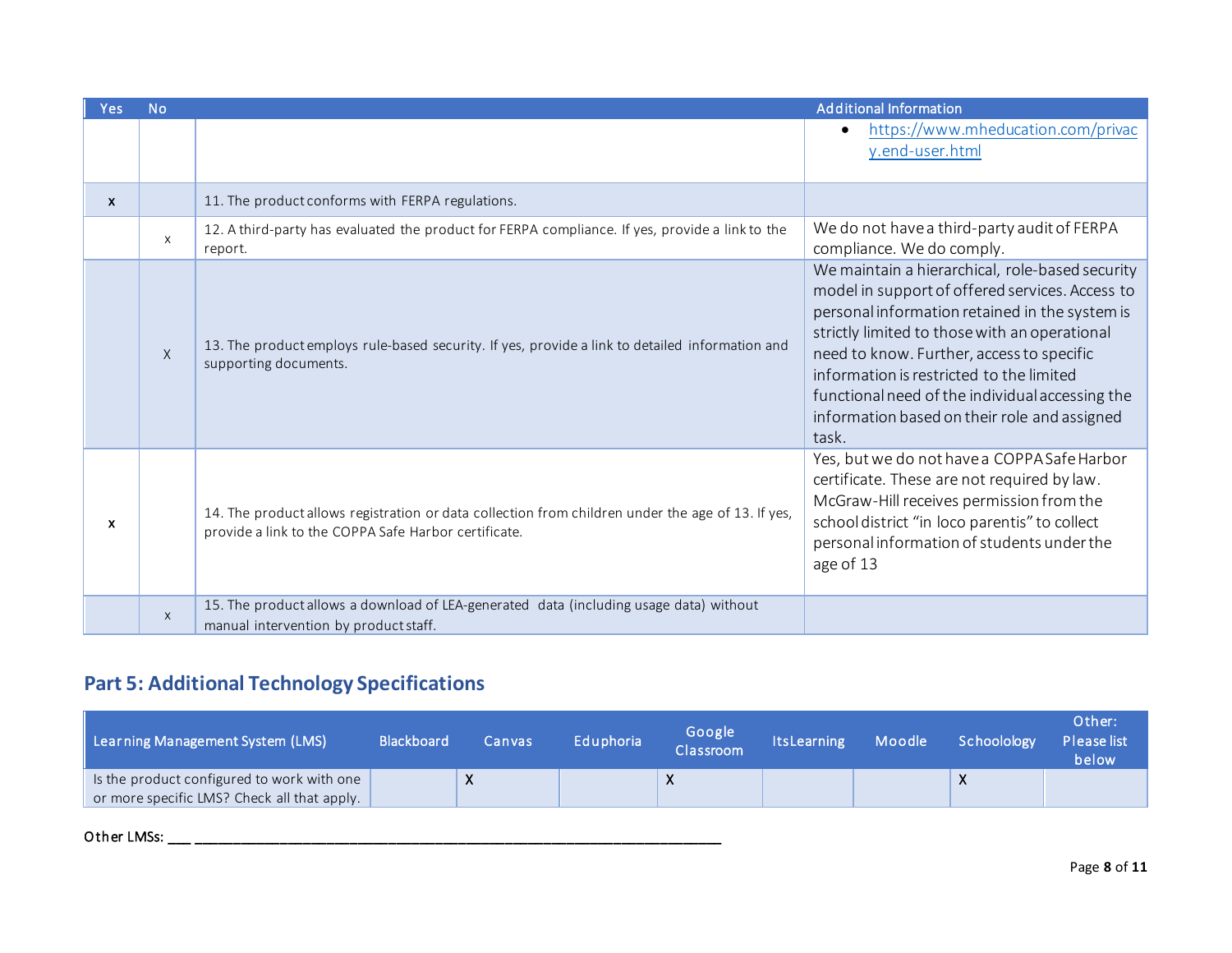| Yes | No | | Additional Information |
|---|---|---|---|
| | | | • https://www.mheducation.com/privacy.end-user.html |
| x | | 11. The product conforms with FERPA regulations. | |
| | x | 12. A third-party has evaluated the product for FERPA compliance. If yes, provide a link to the report. | We do not have a third-party audit of FERPA compliance. We do comply. |
| | X | 13. The product employs rule-based security. If yes, provide a link to detailed information and supporting documents. | We maintain a hierarchical, role-based security model in support of offered services. Access to personal information retained in the system is strictly limited to those with an operational need to know. Further, access to specific information is restricted to the limited functional need of the individual accessing the information based on their role and assigned task. |
| x | | 14. The product allows registration or data collection from children under the age of 13. If yes, provide a link to the COPPA Safe Harbor certificate. | Yes, but we do not have a COPPA Safe Harbor certificate. These are not required by law. McGraw-Hill receives permission from the school district "in loco parentis" to collect personal information of students under the age of 13 |
| | x | 15. The product allows a download of LEA-generated data (including usage data) without manual intervention by product staff. | |

## Part 5: Additional Technology Specifications

| Learning Management System (LMS) | Blackboard | Canvas | Eduphoria | Google Classroom | ItsLearning | Moodle | Schoology | Other: Please list below |
|---|---|---|---|---|---|---|---|---|
| Is the product configured to work with one or more specific LMS? Check all that apply. | | X | | X | | | X | |

Other LMSs: ___ ___________________________________________________________________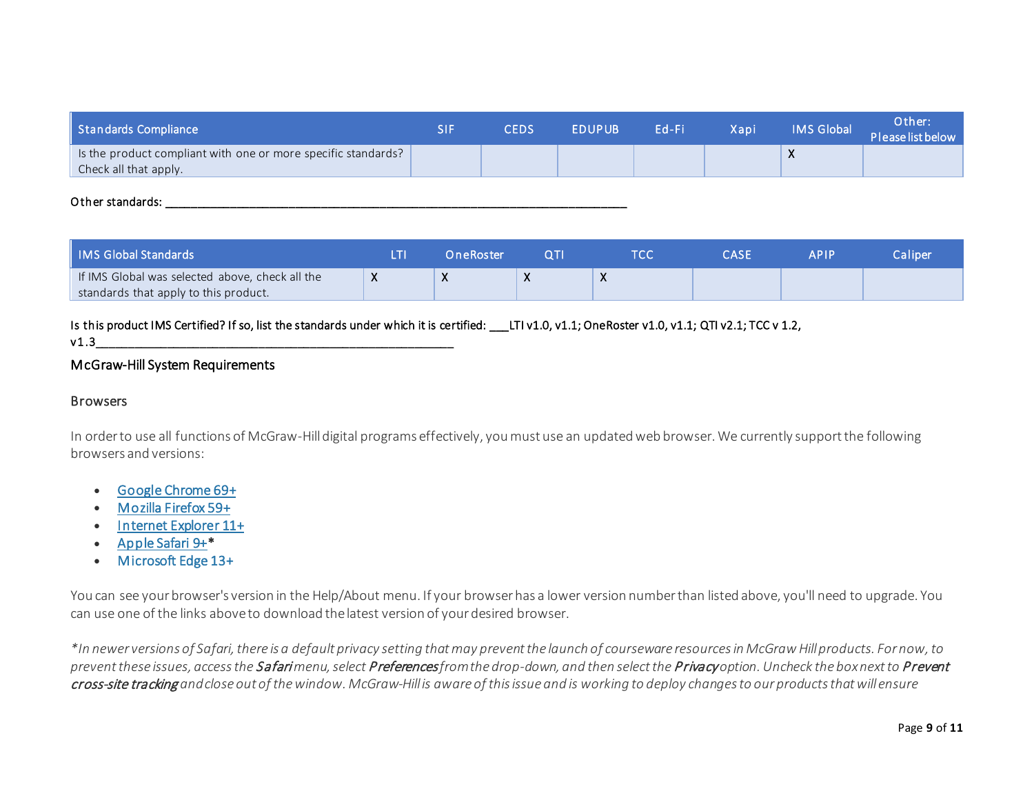| Standards Compliance | SIF | CEDS | EDUPUB | Ed-Fi | Xapi | IMS Global | Other: Please list below |
|---|---|---|---|---|---|---|---|
| Is the product compliant with one or more specific standards? Check all that apply. | | | | | | X | |

Other standards: ___________________________________________________________________________

| IMS Global Standards | LTI | OneRoster | QTI | TCC | CASE | APIP | Caliper |
|---|---|---|---|---|---|---|---|
| If IMS Global was selected above, check all the standards that apply to this product. | X | X | X | X | | | |

Is this product IMS Certified? If so, list the standards under which it is certified: ___LTI v1.0, v1.1; OneRoster v1.0, v1.1; QTI v2.1; TCC v 1.2, v1.3_____________________________________________________________

## McGraw-Hill System Requirements

### Browsers

In order to use all functions of McGraw-Hill digital programs effectively, you must use an updated web browser. We currently support the following browsers and versions:

- Google Chrome 69+
- Mozilla Firefox 59+
- Internet Explorer 11+
- Apple Safari 9+*
- Microsoft Edge 13+

You can see your browser's version in the Help/About menu. If your browser has a lower version number than listed above, you'll need to upgrade. You can use one of the links above to download the latest version of your desired browser.

*\*In newer versions of Safari, there is a default privacy setting that may prevent the launch of courseware resources in McGraw Hill products. For now, to prevent these issues, access the **Safari** menu, select **Preferences** from the drop-down, and then select the **Privacy** option. Uncheck the box next to **Prevent cross-site tracking** and close out of the window. McGraw-Hill is aware of this issue and is working to deploy changes to our products that will ensure*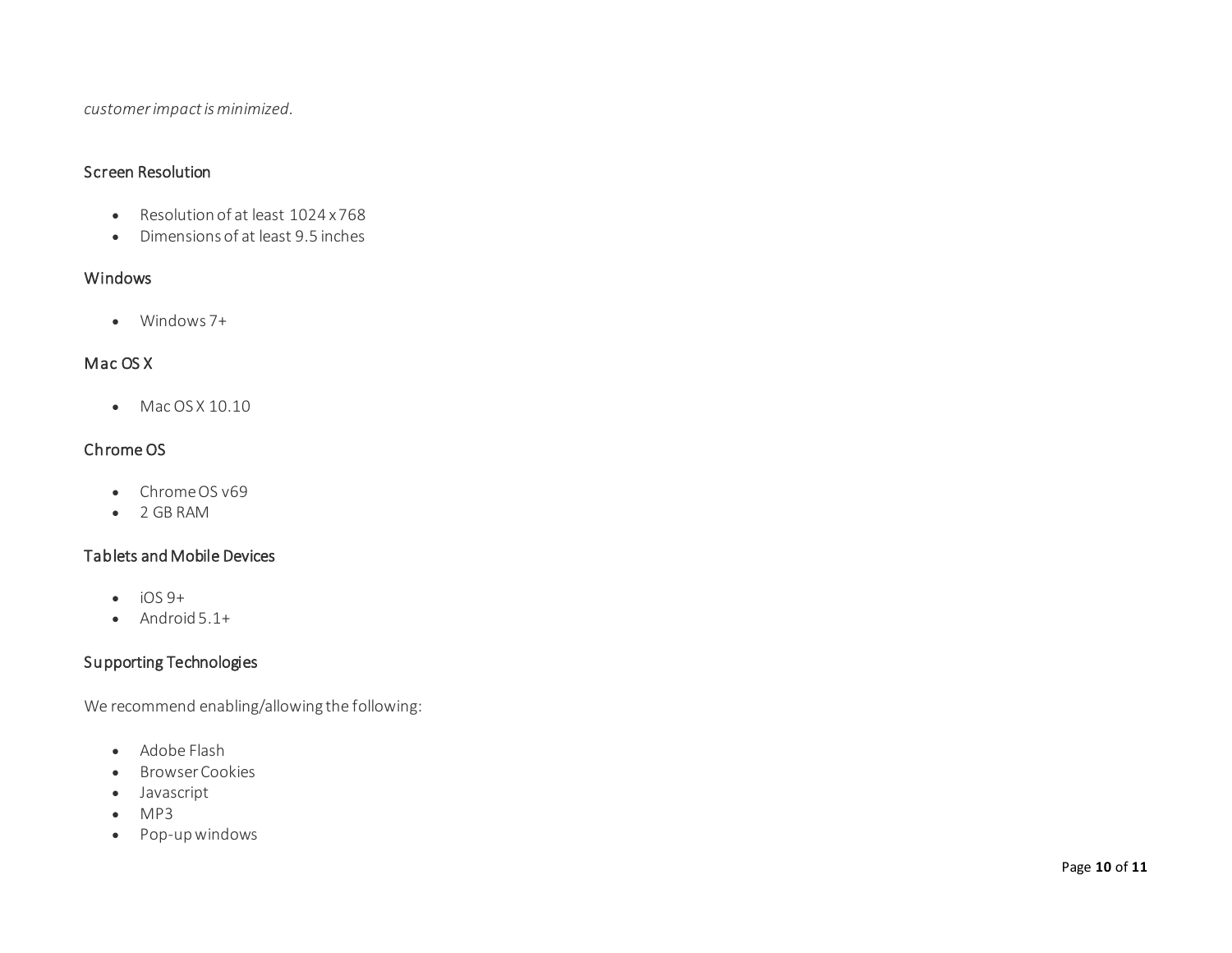*customer impact is minimized.*

### Screen Resolution

- Resolution of at least 1024 x 768
- Dimensions of at least 9.5 inches

### Windows

- Windows 7+

### Mac OS X

- Mac OS X 10.10

### Chrome OS

- Chrome OS v69
- 2 GB RAM

### Tablets and Mobile Devices

- iOS 9+
- Android 5.1+

### Supporting Technologies

We recommend enabling/allowing the following:

- Adobe Flash
- Browser Cookies
- Javascript
- MP3
- Pop-up windows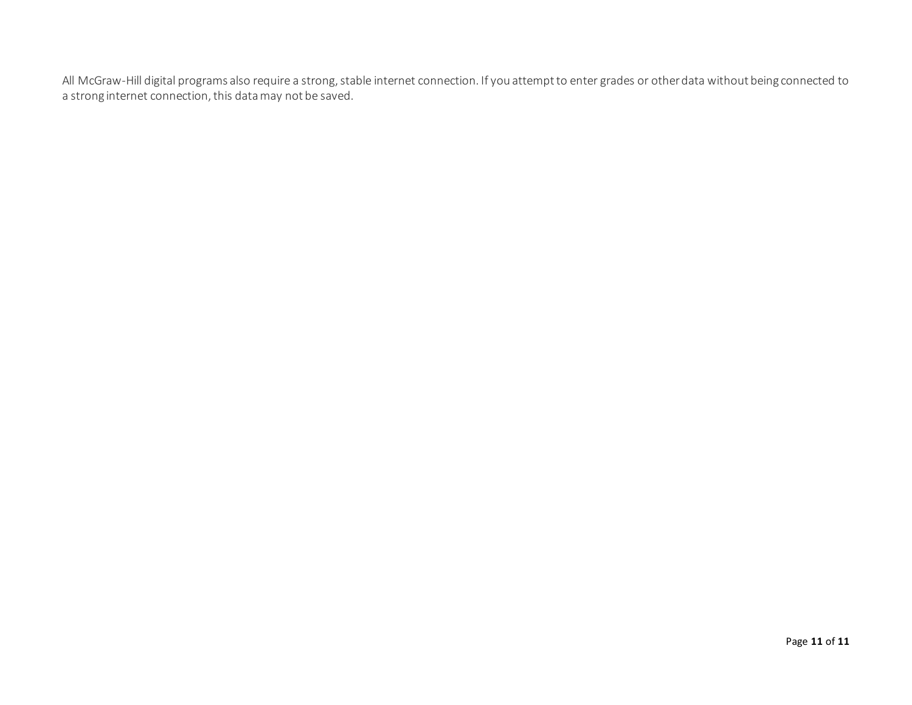All McGraw-Hill digital programs also require a strong, stable internet connection. If you attempt to enter grades or other data without being connected to a strong internet connection, this data may not be saved.